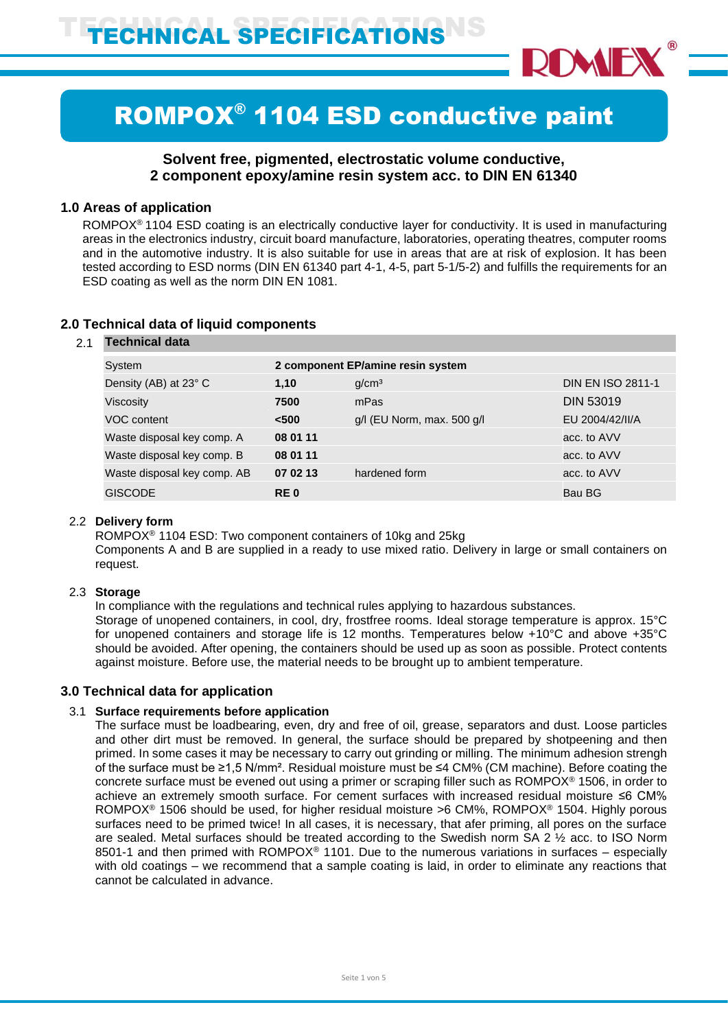# TECHNICAL SPECIFICATIONS

# ROMPOX® 1104 ESD conductive paint

**Solvent free, pigmented, electrostatic volume conductive,
2 component epoxy/amine resin system acc. to DIN EN 61340**

## 1.0 Areas of application

ROMPOX® 1104 ESD coating is an electrically conductive layer for conductivity. It is used in manufacturing areas in the electronics industry, circuit board manufacture, laboratories, operating theatres, computer rooms and in the automotive industry. It is also suitable for use in areas that are at risk of explosion. It has been tested according to ESD norms (DIN EN 61340 part 4-1, 4-5, part 5-1/5-2) and fulfills the requirements for an ESD coating as well as the norm DIN EN 1081.

## 2.0 Technical data of liquid components

### 2.1 Technical data

| | | | |
|---|---|---|---|
| System | **2 component EP/amine resin system** | | |
| Density (AB) at 23° C | **1,10** | g/cm³ | DIN EN ISO 2811-1 |
| Viscosity | **7500** | mPas | DIN 53019 |
| VOC content | **<500** | g/l (EU Norm, max. 500 g/l | EU 2004/42/II/A |
| Waste disposal key comp. A | **08 01 11** | | acc. to AVV |
| Waste disposal key comp. B | **08 01 11** | | acc. to AVV |
| Waste disposal key comp. AB | **07 02 13** | hardened form | acc. to AVV |
| GISCODE | **RE 0** | | Bau BG |

### 2.2 Delivery form

ROMPOX® 1104 ESD: Two component containers of 10kg and 25kg
Components A and B are supplied in a ready to use mixed ratio. Delivery in large or small containers on request.

### 2.3 Storage

In compliance with the regulations and technical rules applying to hazardous substances.
Storage of unopened containers, in cool, dry, frostfree rooms. Ideal storage temperature is approx. 15°C for unopened containers and storage life is 12 months. Temperatures below +10°C and above +35°C should be avoided. After opening, the containers should be used up as soon as possible. Protect contents against moisture. Before use, the material needs to be brought up to ambient temperature.

## 3.0 Technical data for application

### 3.1 Surface requirements before application

The surface must be loadbearing, even, dry and free of oil, grease, separators and dust. Loose particles and other dirt must be removed. In general, the surface should be prepared by shotpeening and then primed. In some cases it may be necessary to carry out grinding or milling. The minimum adhesion strengh of the surface must be ≥1,5 N/mm². Residual moisture must be ≤4 CM% (CM machine). Before coating the concrete surface must be evened out using a primer or scraping filler such as ROMPOX® 1506, in order to achieve an extremely smooth surface. For cement surfaces with increased residual moisture ≤6 CM% ROMPOX® 1506 should be used, for higher residual moisture >6 CM%, ROMPOX® 1504. Highly porous surfaces need to be primed twice! In all cases, it is necessary, that afer priming, all pores on the surface are sealed. Metal surfaces should be treated according to the Swedish norm SA 2 ½ acc. to ISO Norm 8501-1 and then primed with ROMPOX® 1101. Due to the numerous variations in surfaces – especially with old coatings – we recommend that a sample coating is laid, in order to eliminate any reactions that cannot be calculated in advance.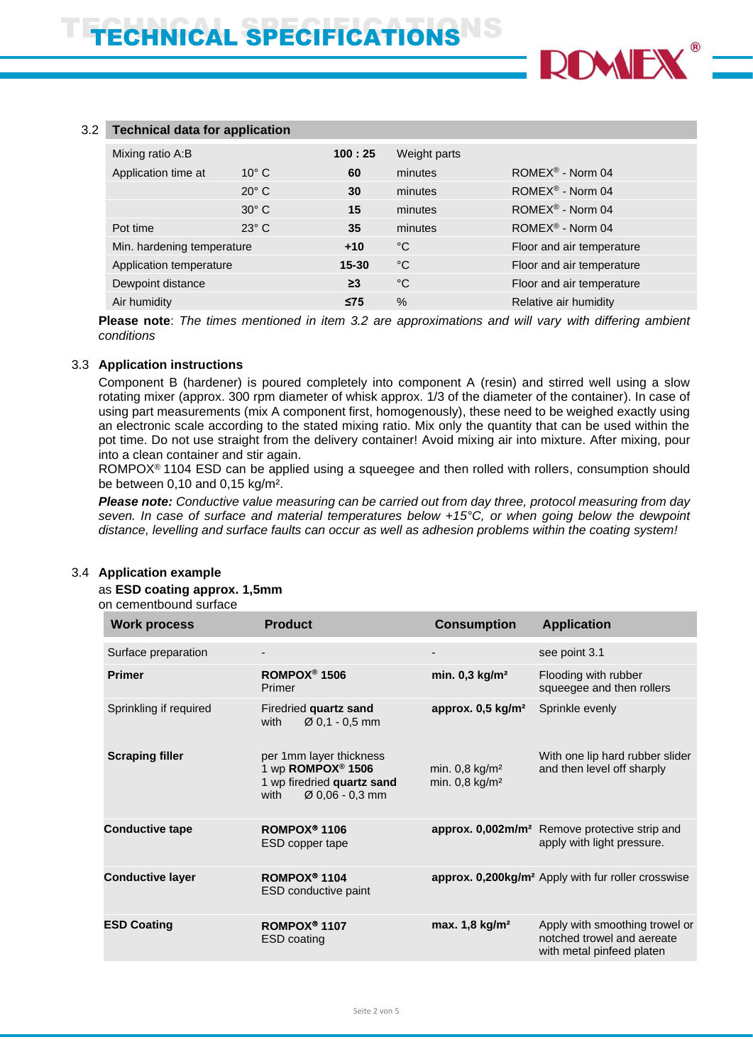# TECHNICAL SPECIFICATIONS

## 3.2 Technical data for application

| | | | | |
|---|---|---|---|---|
| Mixing ratio A:B | | **100 : 25** | Weight parts | |
| Application time at | 10° C | **60** | minutes | ROMEX® - Norm 04 |
| | 20° C | **30** | minutes | ROMEX® - Norm 04 |
| | 30° C | **15** | minutes | ROMEX® - Norm 04 |
| Pot time | 23° C | **35** | minutes | ROMEX® - Norm 04 |
| Min. hardening temperature | | **+10** | °C | Floor and air temperature |
| Application temperature | | **15-30** | °C | Floor and air temperature |
| Dewpoint distance | | **≥3** | °C | Floor and air temperature |
| Air humidity | | **≤75** | % | Relative air humidity |

**Please note**: *The times mentioned in item 3.2 are approximations and will vary with differing ambient conditions*

## 3.3 Application instructions

Component B (hardener) is poured completely into component A (resin) and stirred well using a slow rotating mixer (approx. 300 rpm diameter of whisk approx. 1/3 of the diameter of the container). In case of using part measurements (mix A component first, homogenously), these need to be weighed exactly using an electronic scale according to the stated mixing ratio. Mix only the quantity that can be used within the pot time. Do not use straight from the delivery container! Avoid mixing air into mixture. After mixing, pour into a clean container and stir again.

ROMPOX® 1104 ESD can be applied using a squeegee and then rolled with rollers, consumption should be between 0,10 and 0,15 kg/m².

***Please note:*** *Conductive value measuring can be carried out from day three, protocol measuring from day seven. In case of surface and material temperatures below +15°C, or when going below the dewpoint distance, levelling and surface faults can occur as well as adhesion problems within the coating system!*

## 3.4 Application example

as **ESD coating approx. 1,5mm**

on cementbound surface

| Work process | Product | Consumption | Application |
|---|---|---|---|
| Surface preparation | - | - | see point 3.1 |
| **Primer** | **ROMPOX® 1506**<br>Primer | **min. 0,3 kg/m²** | Flooding with rubber squeegee and then rollers |
| Sprinkling if required | Firedried **quartz sand**<br>with Ø 0,1 - 0,5 mm | **approx. 0,5 kg/m²** | Sprinkle evenly |
| **Scraping filler** | per 1mm layer thickness<br>1 wp **ROMPOX® 1506**<br>1 wp firedried **quartz sand**<br>with Ø 0,06 - 0,3 mm | min. 0,8 kg/m²<br>min. 0,8 kg/m² | With one lip hard rubber slider and then level off sharply |
| **Conductive tape** | **ROMPOX® 1106**<br>ESD copper tape | **approx. 0,002m/m²** | Remove protective strip and apply with light pressure. |
| **Conductive layer** | **ROMPOX® 1104**<br>ESD conductive paint | **approx. 0,200kg/m²** | Apply with fur roller crosswise |
| **ESD Coating** | **ROMPOX® 1107**<br>ESD coating | **max. 1,8 kg/m²** | Apply with smoothing trowel or notched trowel and aereate with metal pinfeed platen |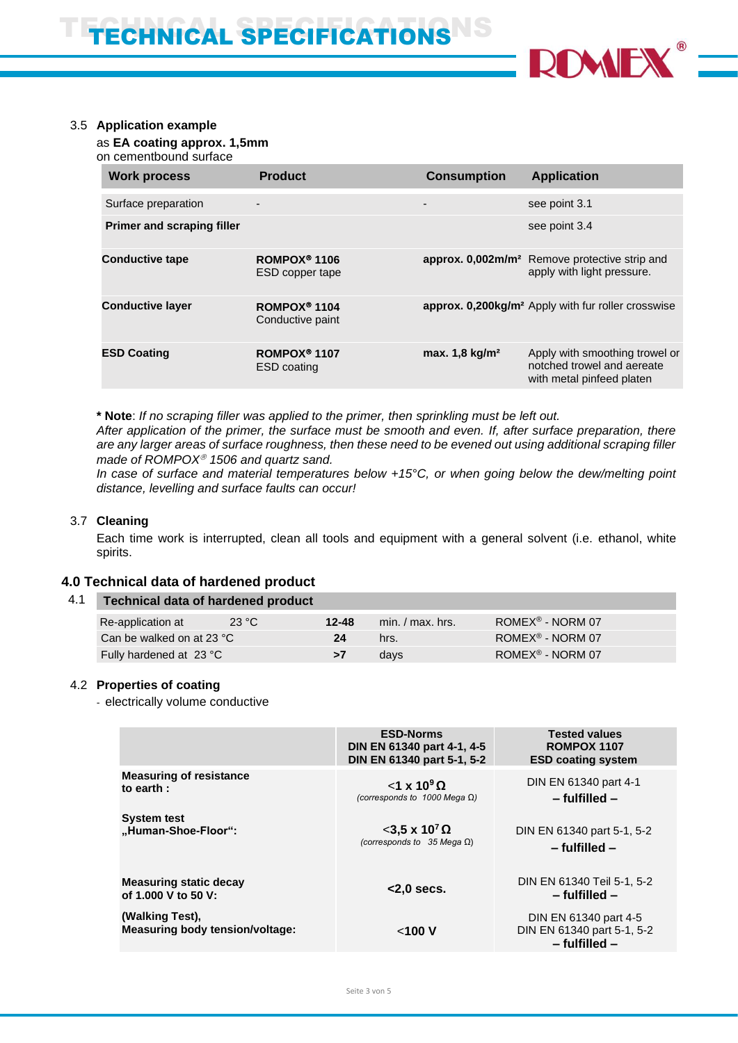3.5 **Application example**

as **EA coating approx. 1,5mm**
on cementbound surface

| Work process | Product | Consumption | Application |
|---|---|---|---|
| Surface preparation | - | - | see point 3.1 |
| **Primer and scraping filler** | | | see point 3.4 |
| **Conductive tape** | **ROMPOX® 1106** ESD copper tape | **approx. 0,002m/m²** | Remove protective strip and apply with light pressure. |
| **Conductive layer** | **ROMPOX® 1104** Conductive paint | **approx. 0,200kg/m²** | Apply with fur roller crosswise |
| **ESD Coating** | **ROMPOX® 1107** ESD coating | **max. 1,8 kg/m²** | Apply with smoothing trowel or notched trowel and aereate with metal pinfeed platen |

**\* Note**: *If no scraping filler was applied to the primer, then sprinkling must be left out.*
*After application of the primer, the surface must be smooth and even. If, after surface preparation, there are any larger areas of surface roughness, then these need to be evened out using additional scraping filler made of ROMPOX® 1506 and quartz sand.*
*In case of surface and material temperatures below +15°C, or when going below the dew/melting point distance, levelling and surface faults can occur!*

3.7 **Cleaning**

Each time work is interrupted, clean all tools and equipment with a general solvent (i.e. ethanol, white spirits.

## 4.0 Technical data of hardened product

4.1 **Technical data of hardened product**

| | | | | |
|---|---|---|---|---|
| Re-application at 23 °C | | **12-48** | min. / max. hrs. | ROMEX® - NORM 07 |
| Can be walked on at 23 °C | | **24** | hrs. | ROMEX® - NORM 07 |
| Fully hardened at 23 °C | | **>7** | days | ROMEX® - NORM 07 |

4.2 **Properties of coating**

- electrically volume conductive

| | **ESD-Norms DIN EN 61340 part 4-1, 4-5 DIN EN 61340 part 5-1, 5-2** | **Tested values ROMPOX 1107 ESD coating system** |
|---|---|---|
| **Measuring of resistance to earth :** | **<1 x 10⁹ Ω** *(corresponds to 1000 Mega Ω)* | DIN EN 61340 part 4-1 **– fulfilled –** |
| **System test „Human-Shoe-Floor":** | **<3,5 x 10⁷ Ω** *(corresponds to 35 Mega Ω)* | DIN EN 61340 part 5-1, 5-2 **– fulfilled –** |
| **Measuring static decay of 1.000 V to 50 V:** | **<2,0 secs.** | DIN EN 61340 Teil 5-1, 5-2 **– fulfilled –** |
| **(Walking Test), Measuring body tension/voltage:** | **<100 V** | DIN EN 61340 part 4-5 DIN EN 61340 part 5-1, 5-2 **– fulfilled –** |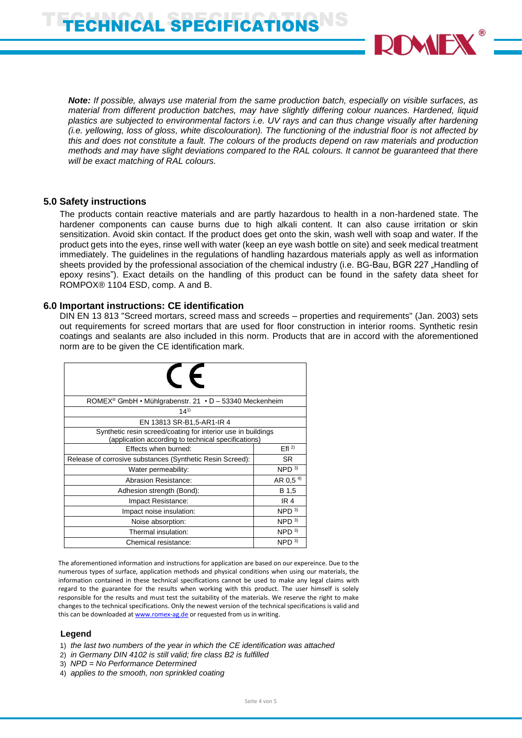***Note:*** *If possible, always use material from the same production batch, especially on visible surfaces, as material from different production batches, may have slightly differing colour nuances. Hardened, liquid plastics are subjected to environmental factors i.e. UV rays and can thus change visually after hardening (i.e. yellowing, loss of gloss, white discolouration). The functioning of the industrial floor is not affected by this and does not constitute a fault. The colours of the products depend on raw materials and production methods and may have slight deviations compared to the RAL colours. It cannot be guaranteed that there will be exact matching of RAL colours.*

## 5.0 Safety instructions

The products contain reactive materials and are partly hazardous to health in a non-hardened state. The hardener components can cause burns due to high alkali content. It can also cause irritation or skin sensitization. Avoid skin contact. If the product does get onto the skin, wash well with soap and water. If the product gets into the eyes, rinse well with water (keep an eye wash bottle on site) and seek medical treatment immediately. The guidelines in the regulations of handling hazardous materials apply as well as information sheets provided by the professional association of the chemical industry (i.e. BG-Bau, BGR 227 „Handling of epoxy resins"). Exact details on the handling of this product can be found in the safety data sheet for ROMPOX® 1104 ESD, comp. A and B.

## 6.0 Important instructions: CE identification

DIN EN 13 813 "Screed mortars, screed mass and screeds – properties and requirements" (Jan. 2003) sets out requirements for screed mortars that are used for floor construction in interior rooms. Synthetic resin coatings and sealants are also included in this norm. Products that are in accord with the aforementioned norm are to be given the CE identification mark.

| | |
|---|---|
| CE | |
| ROMEX® GmbH • Mühlgrabenstr. 21 • D – 53340 Meckenheim | |
| 14[1] | |
| EN 13813 SR-B1,5-AR1-IR 4 | |
| Synthetic resin screed/coating for interior use in buildings (application according to technical specifications) | |
| Effects when burned: | Efl [2] |
| Release of corrosive substances (Synthetic Resin Screed): | SR |
| Water permeability: | NPD [3] |
| Abrasion Resistance: | AR 0,5 [4] |
| Adhesion strength (Bond): | B 1,5 |
| Impact Resistance: | IR 4 |
| Impact noise insulation: | NPD [3] |
| Noise absorption: | NPD [3] |
| Thermal insulation: | NPD [3] |
| Chemical resistance: | NPD [3] |

The aforementioned information and instructions for application are based on our expereince. Due to the numerous types of surface, application methods and physical conditions when using our materials, the information contained in these technical specifications cannot be used to make any legal claims with regard to the guarantee for the results when working with this product. The user himself is solely responsible for the results and must test the suitability of the materials. We reserve the right to make changes to the technical specifications. Only the newest version of the technical specifications is valid and this can be downloaded at www.romex-ag.de or requested from us in writing.

### Legend

1) *the last two numbers of the year in which the CE identification was attached*
2) *in Germany DIN 4102 is still valid; fire class B2 is fulfilled*
3) *NPD = No Performance Determined*
4) *applies to the smooth, non sprinkled coating*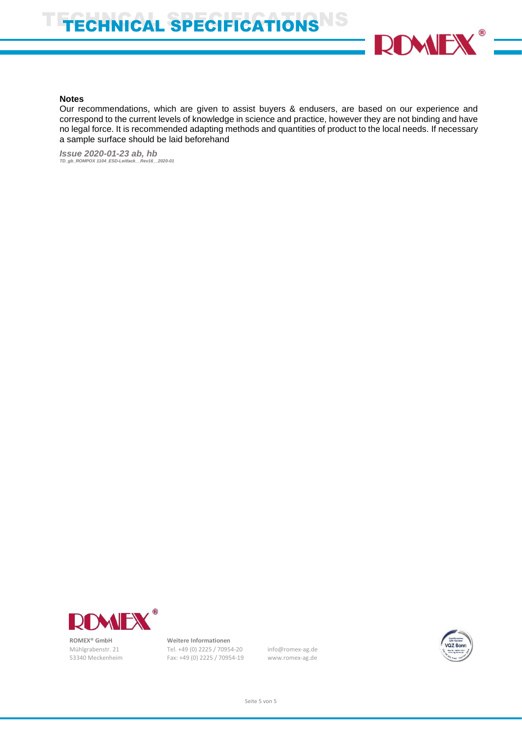**Notes**

Our recommendations, which are given to assist buyers & endusers, are based on our experience and correspond to the current levels of knowledge in science and practice, however they are not binding and have no legal force. It is recommended adapting methods and quantities of product to the local needs. If necessary a sample surface should be laid beforehand

***Issue 2020-01-23 ab, hb***
***TD_gb_ROMPOX 1104_ESD-Leitlack__Rev16__2020-01***

**ROMEX® GmbH**
Mühlgrabenstr. 21
53340 Meckenheim

**Weitere Informationen**
Tel. +49 (0) 2225 / 70954-20
Fax: +49 (0) 2225 / 70954-19

info@romex-ag.de
www.romex-ag.de